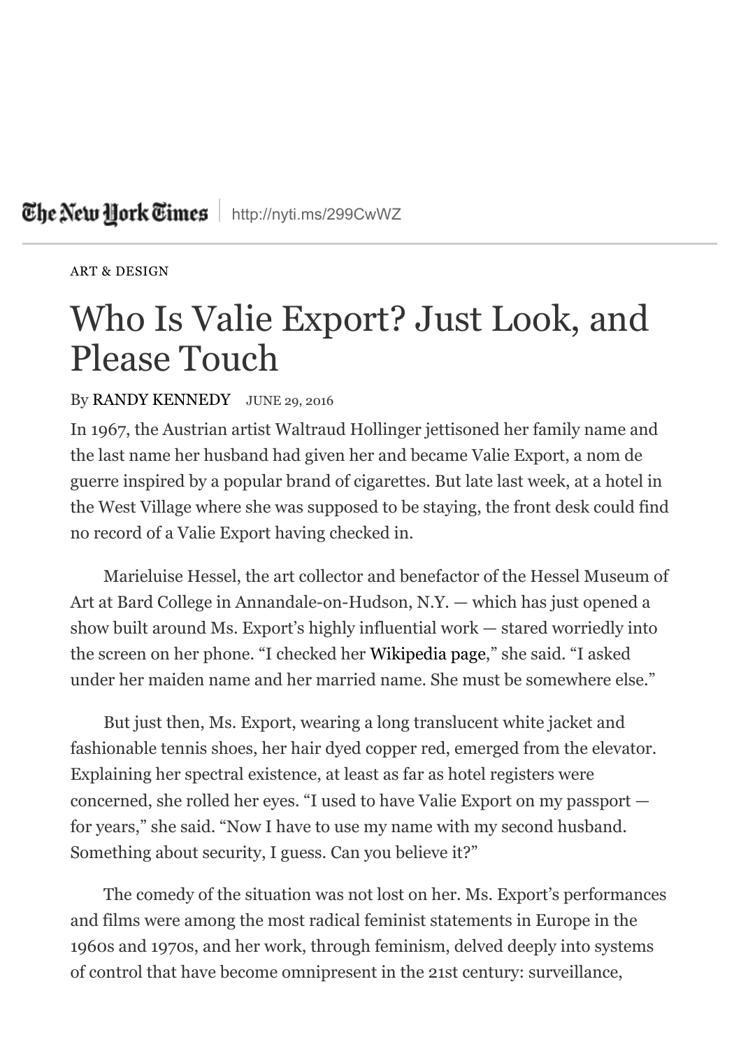The New York Times | http://nyti.ms/299CwWZ

ART & DESIGN

# Who Is Valie Export? Just Look, and Please Touch

By RANDY KENNEDY JUNE 29, 2016

In 1967, the Austrian artist Waltraud Hollinger jettisoned her family name and the last name her husband had given her and became Valie Export, a nom de guerre inspired by a popular brand of cigarettes. But late last week, at a hotel in the West Village where she was supposed to be staying, the front desk could find no record of a Valie Export having checked in.

Marieluise Hessel, the art collector and benefactor of the Hessel Museum of Art at Bard College in Annandale-on-Hudson, N.Y. — which has just opened a show built around Ms. Export's highly influential work — stared worriedly into the screen on her phone. "I checked her Wikipedia page," she said. "I asked under her maiden name and her married name. She must be somewhere else."

But just then, Ms. Export, wearing a long translucent white jacket and fashionable tennis shoes, her hair dyed copper red, emerged from the elevator. Explaining her spectral existence, at least as far as hotel registers were concerned, she rolled her eyes. "I used to have Valie Export on my passport — for years," she said. "Now I have to use my name with my second husband. Something about security, I guess. Can you believe it?"

The comedy of the situation was not lost on her. Ms. Export's performances and films were among the most radical feminist statements in Europe in the 1960s and 1970s, and her work, through feminism, delved deeply into systems of control that have become omnipresent in the 21st century: surveillance,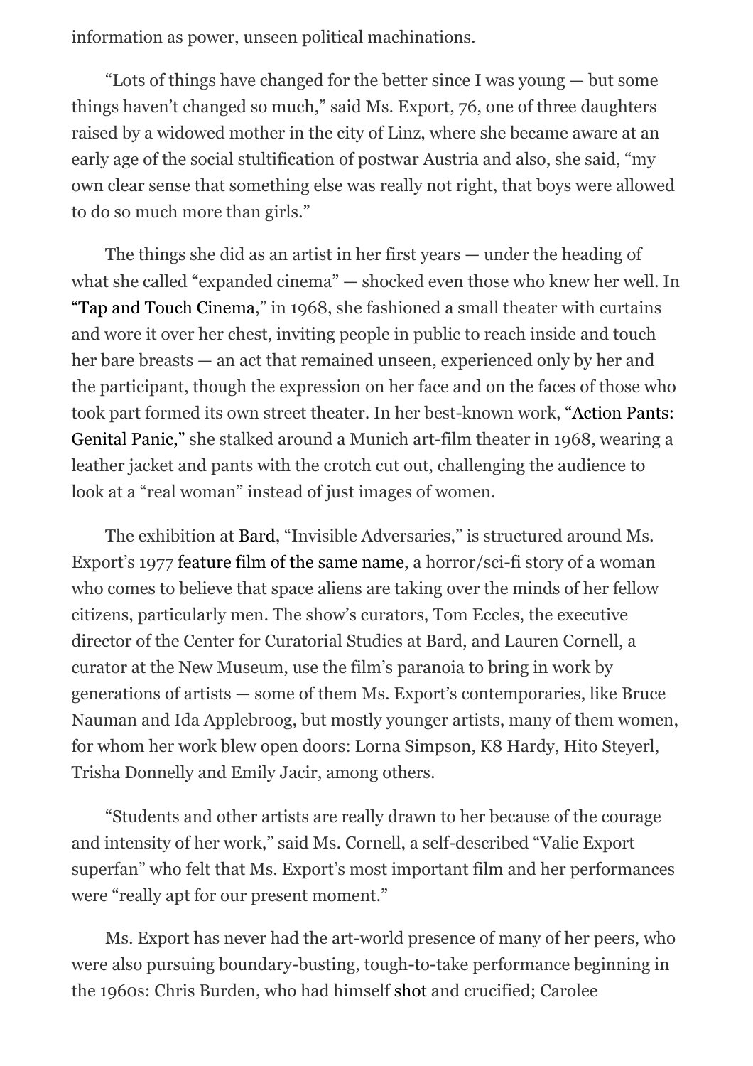information as power, unseen political machinations.

"Lots of things have changed for the better since I was young — but some things haven't changed so much," said Ms. Export, 76, one of three daughters raised by a widowed mother in the city of Linz, where she became aware at an early age of the social stultification of postwar Austria and also, she said, "my own clear sense that something else was really not right, that boys were allowed to do so much more than girls."

The things she did as an artist in her first years — under the heading of what she called "expanded cinema" — shocked even those who knew her well. In "Tap and Touch Cinema," in 1968, she fashioned a small theater with curtains and wore it over her chest, inviting people in public to reach inside and touch her bare breasts — an act that remained unseen, experienced only by her and the participant, though the expression on her face and on the faces of those who took part formed its own street theater. In her best-known work, "Action Pants: Genital Panic," she stalked around a Munich art-film theater in 1968, wearing a leather jacket and pants with the crotch cut out, challenging the audience to look at a "real woman" instead of just images of women.

The exhibition at Bard, "Invisible Adversaries," is structured around Ms. Export's 1977 feature film of the same name, a horror/sci-fi story of a woman who comes to believe that space aliens are taking over the minds of her fellow citizens, particularly men. The show's curators, Tom Eccles, the executive director of the Center for Curatorial Studies at Bard, and Lauren Cornell, a curator at the New Museum, use the film's paranoia to bring in work by generations of artists — some of them Ms. Export's contemporaries, like Bruce Nauman and Ida Applebroog, but mostly younger artists, many of them women, for whom her work blew open doors: Lorna Simpson, K8 Hardy, Hito Steyerl, Trisha Donnelly and Emily Jacir, among others.

"Students and other artists are really drawn to her because of the courage and intensity of her work," said Ms. Cornell, a self-described "Valie Export superfan" who felt that Ms. Export's most important film and her performances were "really apt for our present moment."

Ms. Export has never had the art-world presence of many of her peers, who were also pursuing boundary-busting, tough-to-take performance beginning in the 1960s: Chris Burden, who had himself shot and crucified; Carolee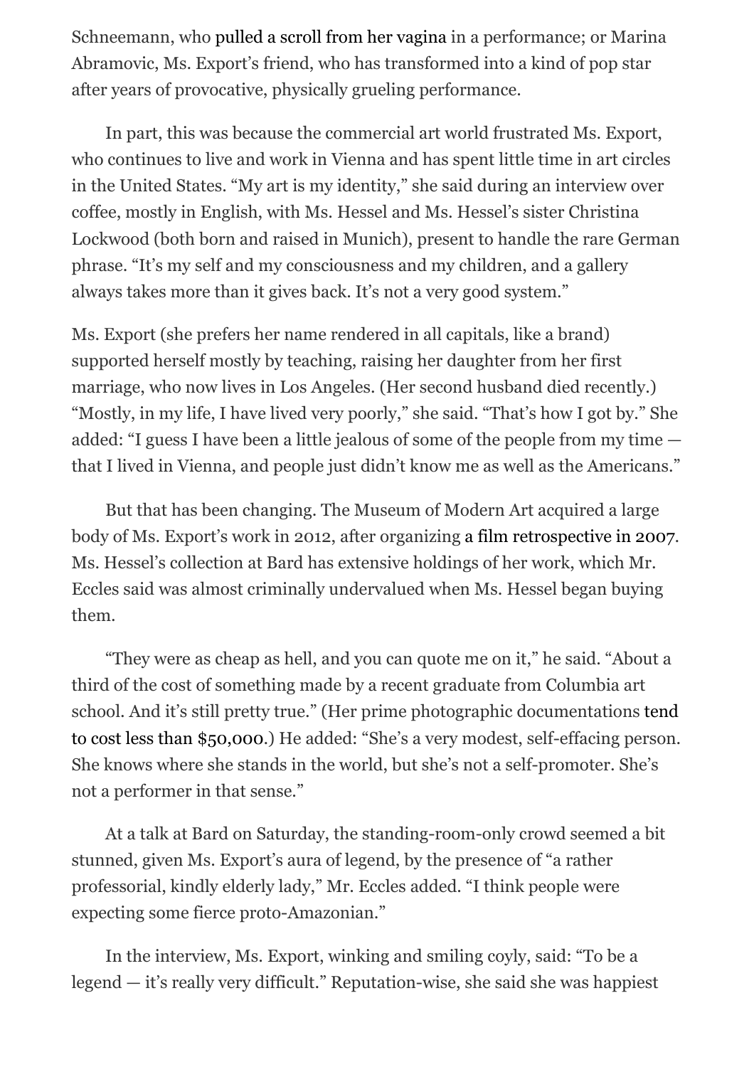Schneemann, who pulled a scroll from her vagina in a performance; or Marina Abramovic, Ms. Export's friend, who has transformed into a kind of pop star after years of provocative, physically grueling performance.

In part, this was because the commercial art world frustrated Ms. Export, who continues to live and work in Vienna and has spent little time in art circles in the United States. "My art is my identity," she said during an interview over coffee, mostly in English, with Ms. Hessel and Ms. Hessel's sister Christina Lockwood (both born and raised in Munich), present to handle the rare German phrase. "It's my self and my consciousness and my children, and a gallery always takes more than it gives back. It's not a very good system."

Ms. Export (she prefers her name rendered in all capitals, like a brand) supported herself mostly by teaching, raising her daughter from her first marriage, who now lives in Los Angeles. (Her second husband died recently.) "Mostly, in my life, I have lived very poorly," she said. "That's how I got by." She added: "I guess I have been a little jealous of some of the people from my time — that I lived in Vienna, and people just didn't know me as well as the Americans."

But that has been changing. The Museum of Modern Art acquired a large body of Ms. Export's work in 2012, after organizing a film retrospective in 2007. Ms. Hessel's collection at Bard has extensive holdings of her work, which Mr. Eccles said was almost criminally undervalued when Ms. Hessel began buying them.

"They were as cheap as hell, and you can quote me on it," he said. "About a third of the cost of something made by a recent graduate from Columbia art school. And it's still pretty true." (Her prime photographic documentations tend to cost less than $50,000.) He added: "She's a very modest, self-effacing person. She knows where she stands in the world, but she's not a self-promoter. She's not a performer in that sense."

At a talk at Bard on Saturday, the standing-room-only crowd seemed a bit stunned, given Ms. Export's aura of legend, by the presence of "a rather professorial, kindly elderly lady," Mr. Eccles added. "I think people were expecting some fierce proto-Amazonian."

In the interview, Ms. Export, winking and smiling coyly, said: "To be a legend — it's really very difficult." Reputation-wise, she said she was happiest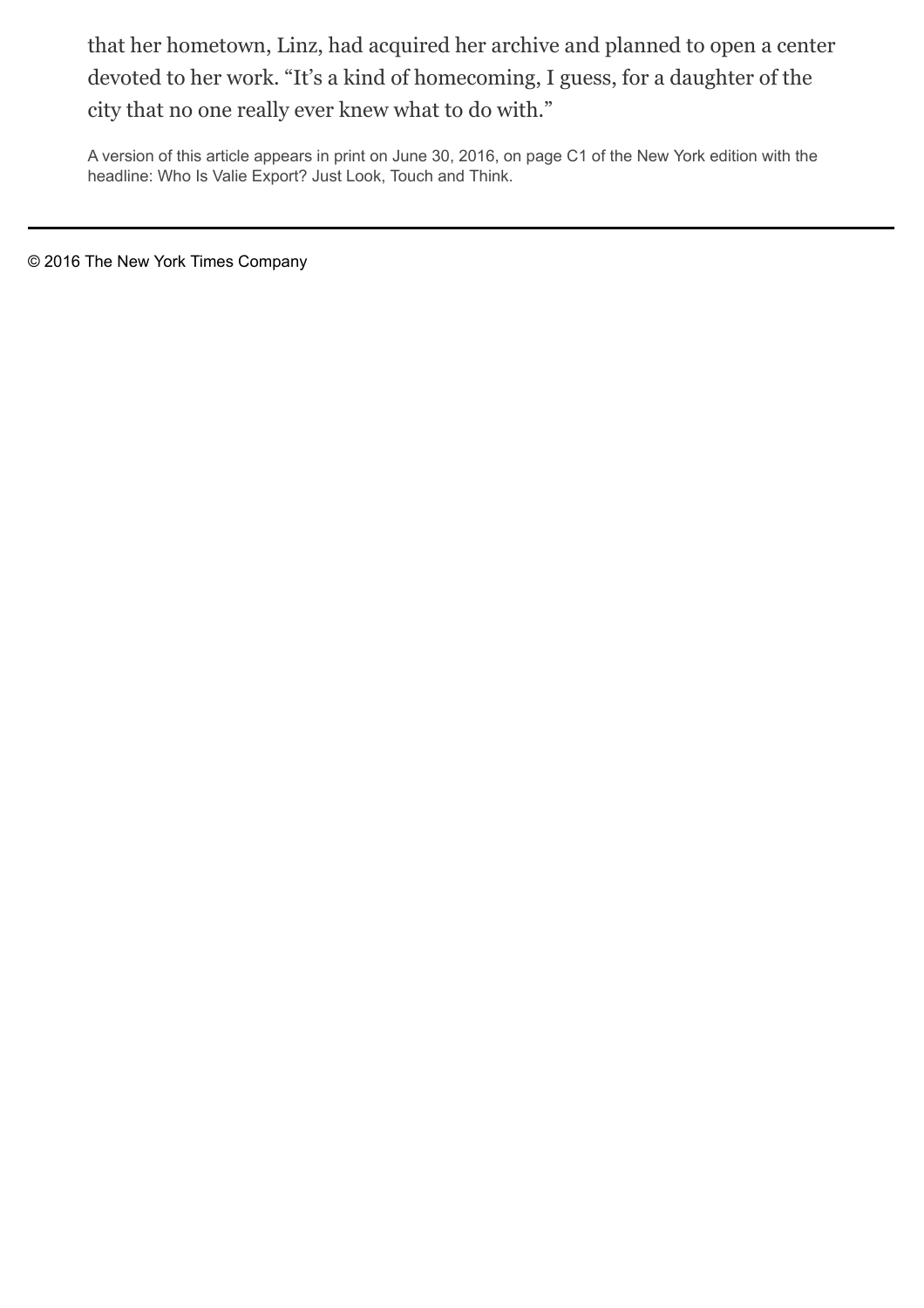that her hometown, Linz, had acquired her archive and planned to open a center devoted to her work. "It's a kind of homecoming, I guess, for a daughter of the city that no one really ever knew what to do with."

A version of this article appears in print on June 30, 2016, on page C1 of the New York edition with the headline: Who Is Valie Export? Just Look, Touch and Think.

---

© 2016 The New York Times Company